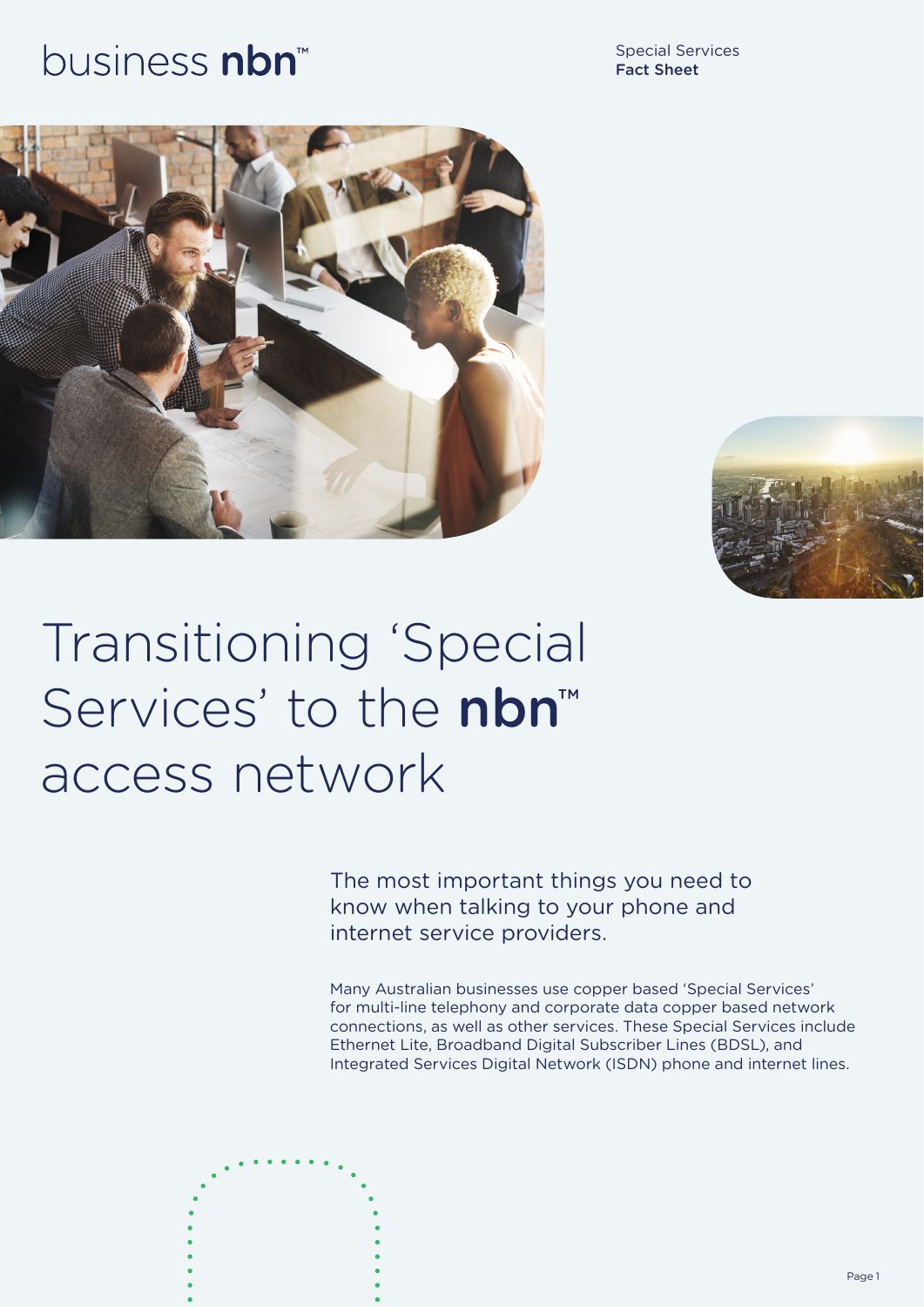business **nbn**™

Special Services
**Fact Sheet**

# Transitioning 'Special Services' to the **nbn**™ access network

The most important things you need to know when talking to your phone and internet service providers.

Many Australian businesses use copper based 'Special Services' for multi-line telephony and corporate data copper based network connections, as well as other services. These Special Services include Ethernet Lite, Broadband Digital Subscriber Lines (BDSL), and Integrated Services Digital Network (ISDN) phone and internet lines.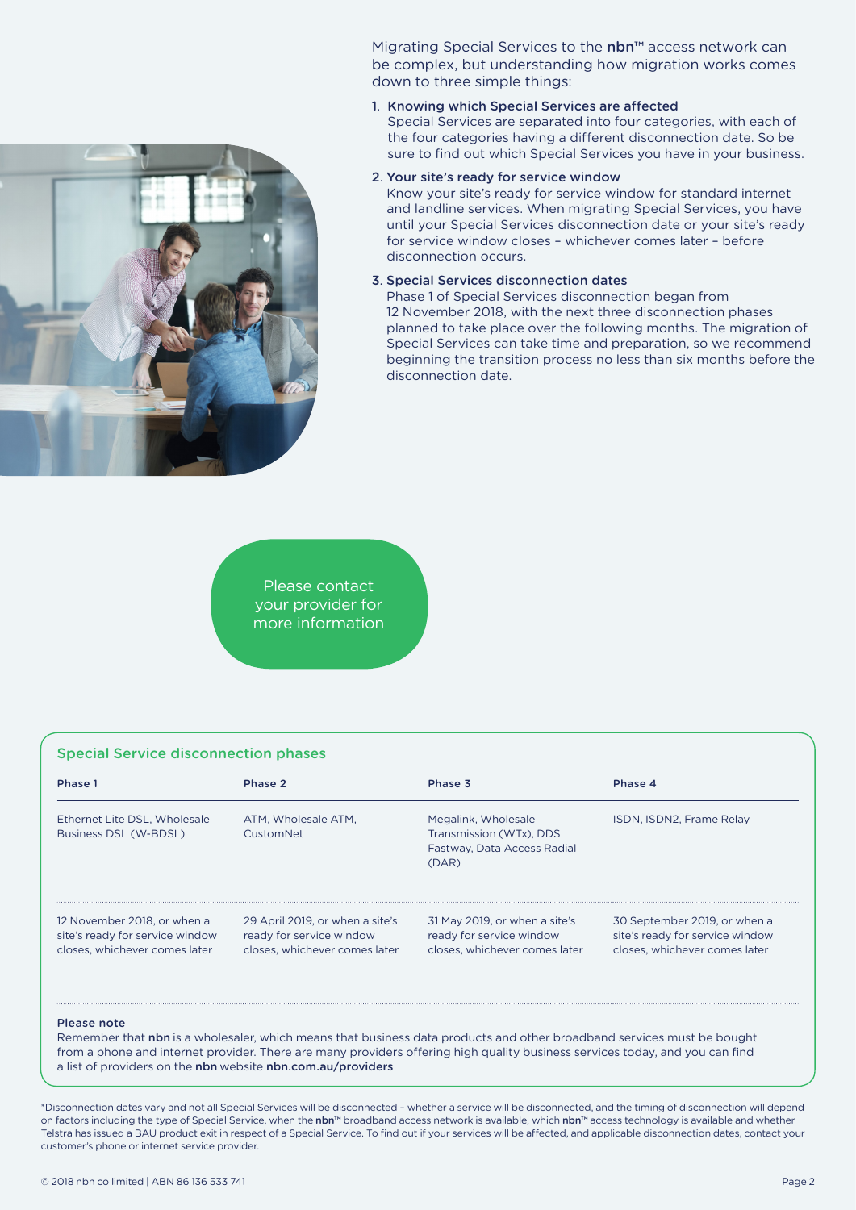Migrating Special Services to the **nbn**™ access network can be complex, but understanding how migration works comes down to three simple things:

1. **Knowing which Special Services are affected**
   Special Services are separated into four categories, with each of the four categories having a different disconnection date. So be sure to find out which Special Services you have in your business.

2. **Your site's ready for service window**
   Know your site's ready for service window for standard internet and landline services. When migrating Special Services, you have until your Special Services disconnection date or your site's ready for service window closes – whichever comes later – before disconnection occurs.

3. **Special Services disconnection dates**
   Phase 1 of Special Services disconnection began from 12 November 2018, with the next three disconnection phases planned to take place over the following months. The migration of Special Services can take time and preparation, so we recommend beginning the transition process no less than six months before the disconnection date.

Please contact your provider for more information

## Special Service disconnection phases

| Phase 1 | Phase 2 | Phase 3 | Phase 4 |
|---|---|---|---|
| Ethernet Lite DSL, Wholesale Business DSL (W-BDSL) | ATM, Wholesale ATM, CustomNet | Megalink, Wholesale Transmission (WTx), DDS Fastway, Data Access Radial (DAR) | ISDN, ISDN2, Frame Relay |
| 12 November 2018, or when a site's ready for service window closes, whichever comes later | 29 April 2019, or when a site's ready for service window closes, whichever comes later | 31 May 2019, or when a site's ready for service window closes, whichever comes later | 30 September 2019, or when a site's ready for service window closes, whichever comes later |

**Please note**

Remember that **nbn** is a wholesaler, which means that business data products and other broadband services must be bought from a phone and internet provider. There are many providers offering high quality business services today, and you can find a list of providers on the **nbn** website **nbn.com.au/providers**

*Disconnection dates vary and not all Special Services will be disconnected – whether a service will be disconnected, and the timing of disconnection will depend on factors including the type of Special Service, when the **nbn**™ broadband access network is available, which **nbn**™ access technology is available and whether Telstra has issued a BAU product exit in respect of a Special Service. To find out if your services will be affected, and applicable disconnection dates, contact your customer's phone or internet service provider.

© 2018 nbn co limited | ABN 86 136 533 741